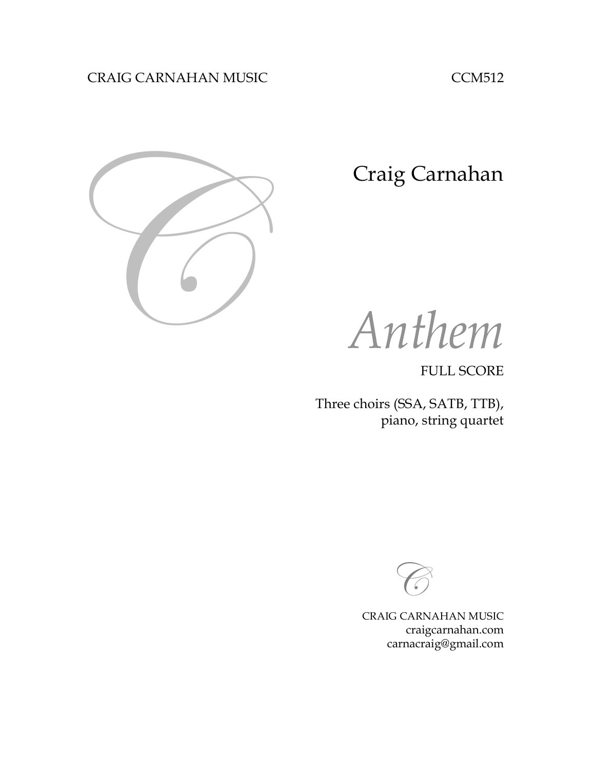CRAIG CARNAHAN MUSIC CCM512

Craig Carnahan

# *Anthem*

FULL SCORE

Three choirs (SSA, SATB, TTB),
piano, string quartet

CRAIG CARNAHAN MUSIC
craigcarnahan.com
carnacraig@gmail.com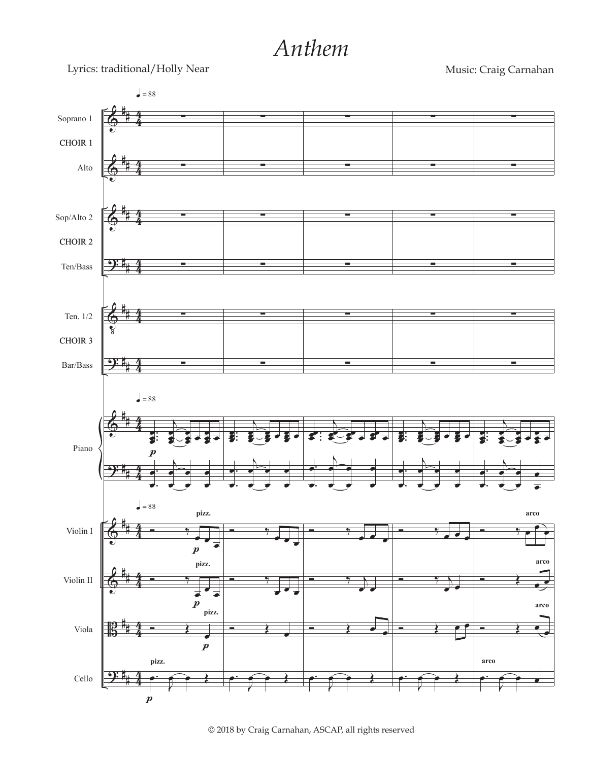# *Anthem*

Lyrics: traditional/Holly Near

Music: Craig Carnahan

© 2018 by Craig Carnahan, ASCAP, all rights reserved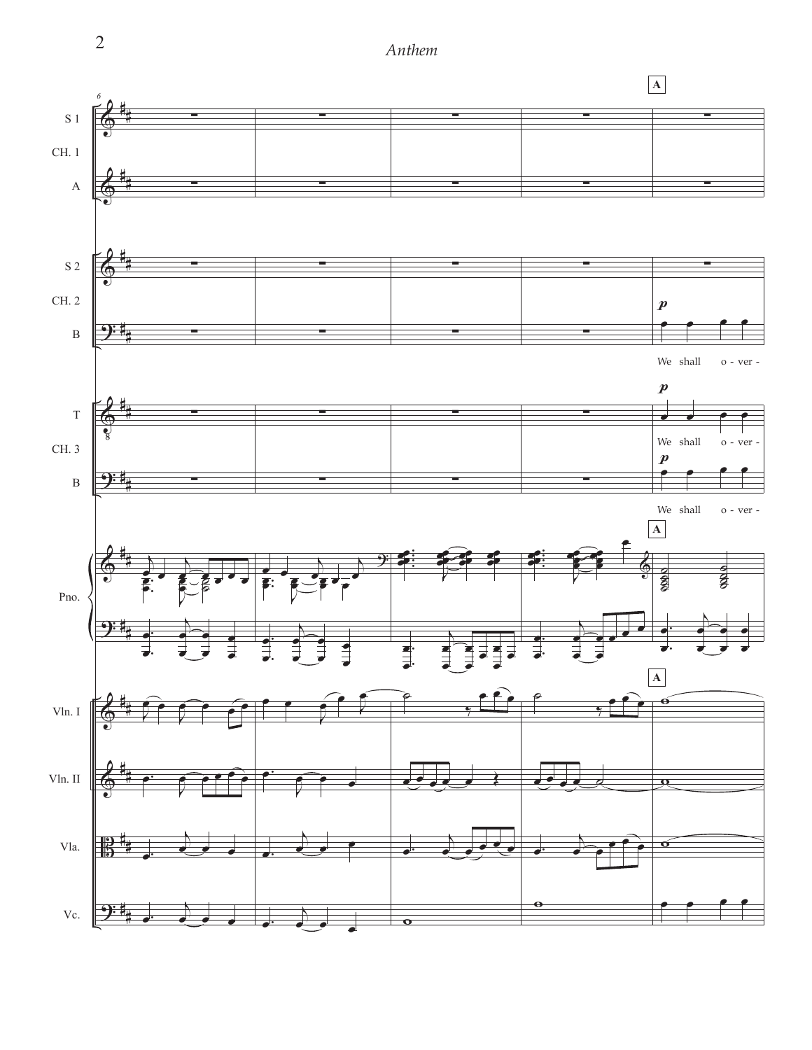S 1

CH. 1

A

S 2

CH. 2

B

We shall o - ver -

T

We shall o - ver -

CH. 3

B

We shall o - ver -

Pno.

Vln. I

Vln. II

Vla.

Vc.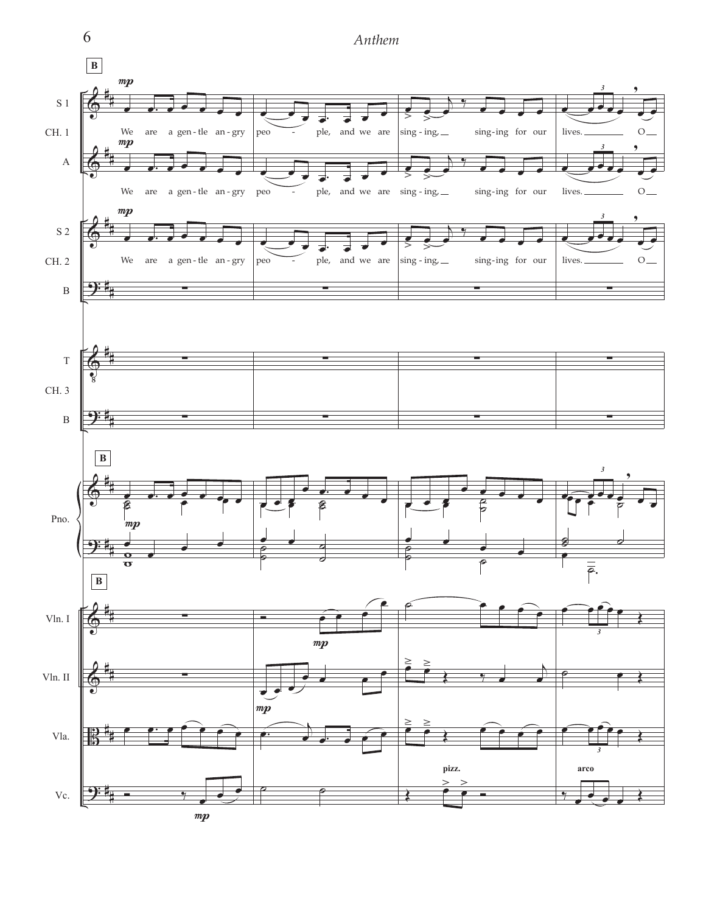**B**

We are a gentle angry people, and we are singing, singing for our lives. O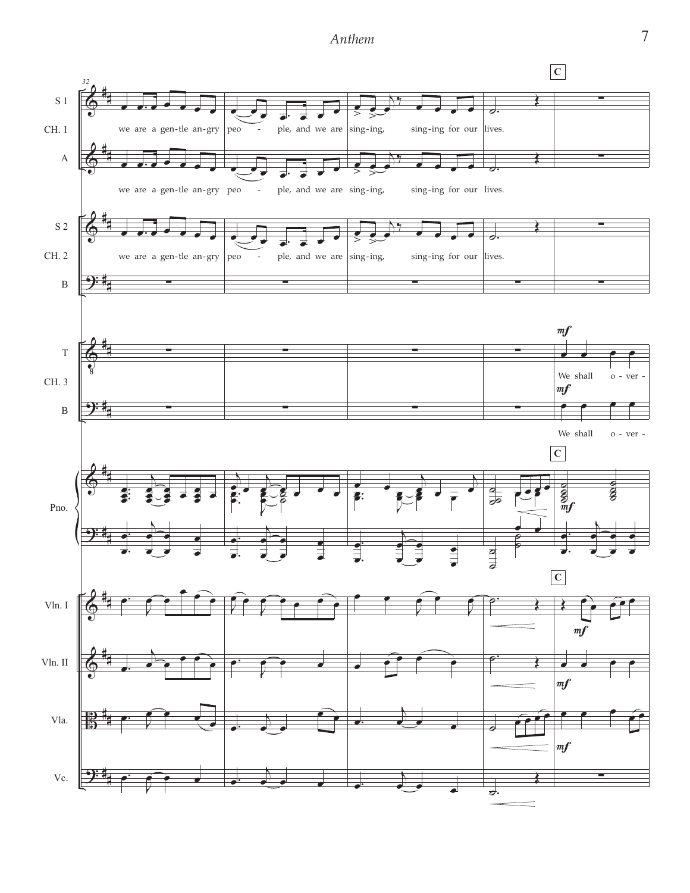we are a gen-tle an-gry peo - ple, and we are sing-ing, sing-ing for our lives.

We shall o - ver -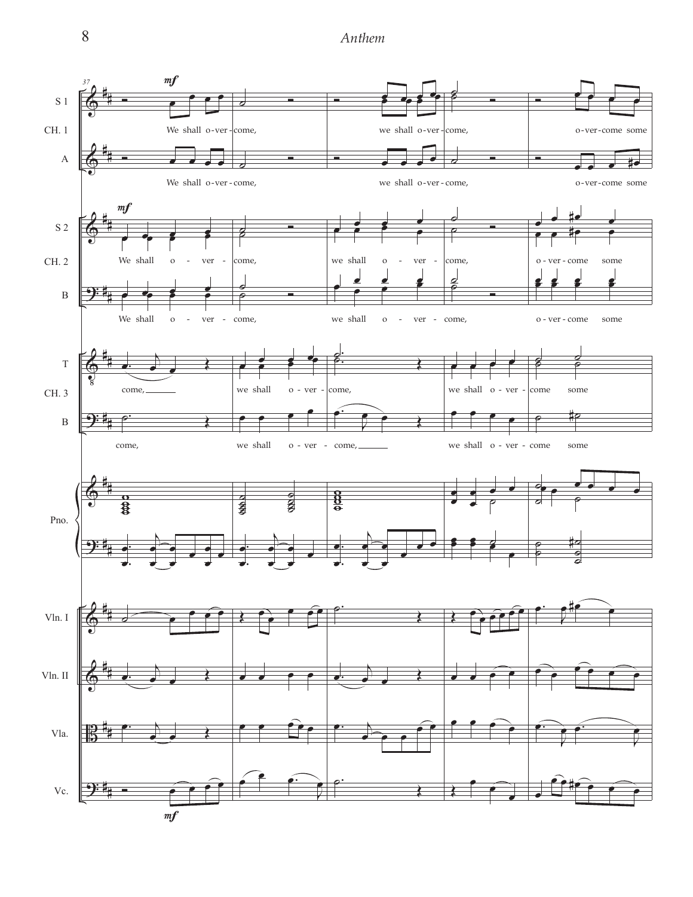S 1 / CH. 1: We shall o-ver-come, we shall o-ver-come, o-ver-come some

A: We shall o-ver-come, we shall o-ver-come, o-ver-come some

S 2 / CH. 2: We shall o - ver - come, we shall o - ver - come, o-ver-come some

B: We shall o - ver - come, we shall o - ver - come, o-ver-come some

T / CH. 3: come, we shall o-ver-come, we shall o-ver-come some

B: come, we shall o-ver-come, we shall o-ver-come some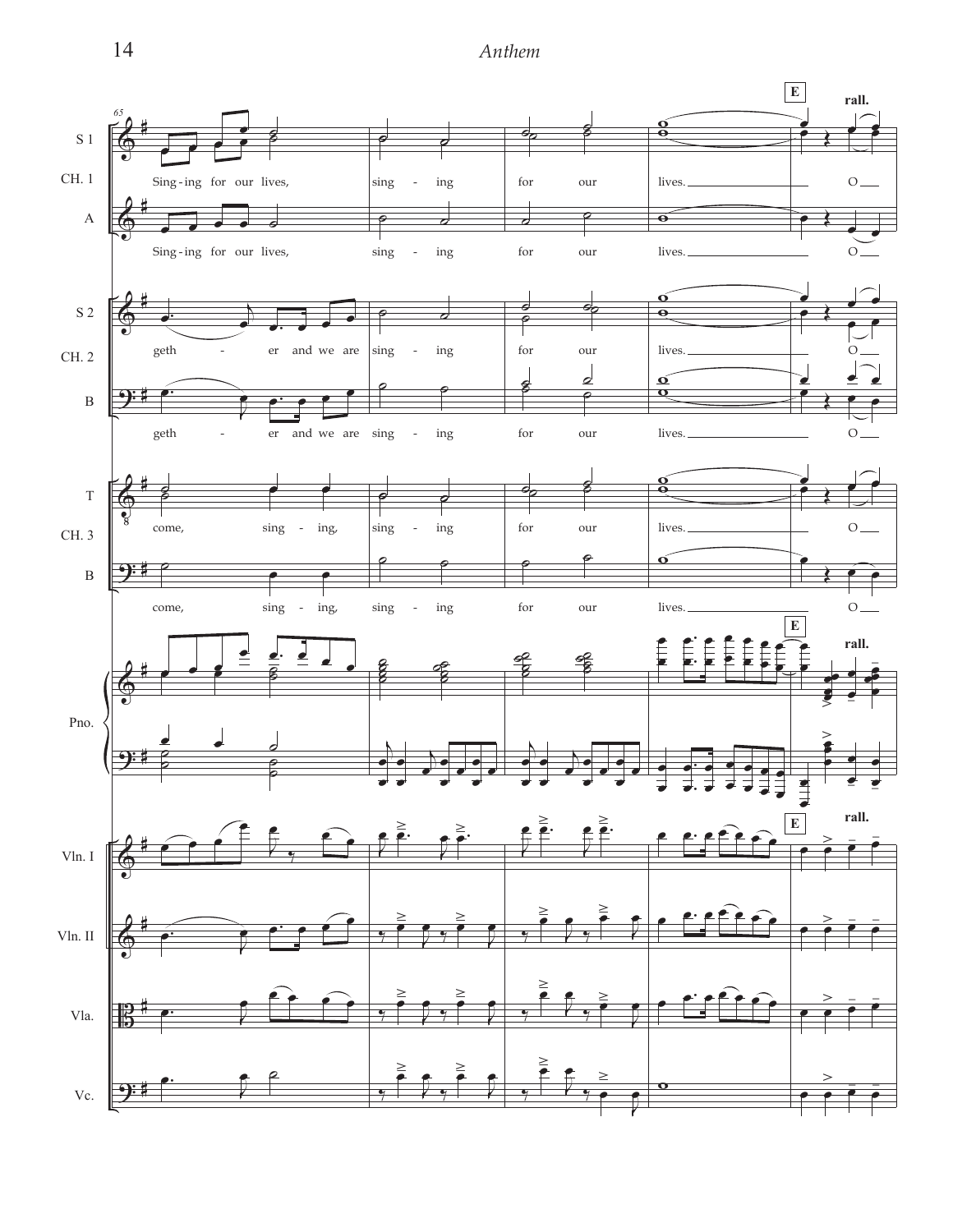S 1 / CH. 1 / A: Sing-ing for our lives, sing - ing for our lives. O

S 2 / CH. 2 / B: geth - er and we are sing - ing for our lives. O

T / CH. 3 / B: come, sing - ing, sing - ing for our lives. O

Pno.

Vln. I

Vln. II

Vla.

Vc.

E

rall.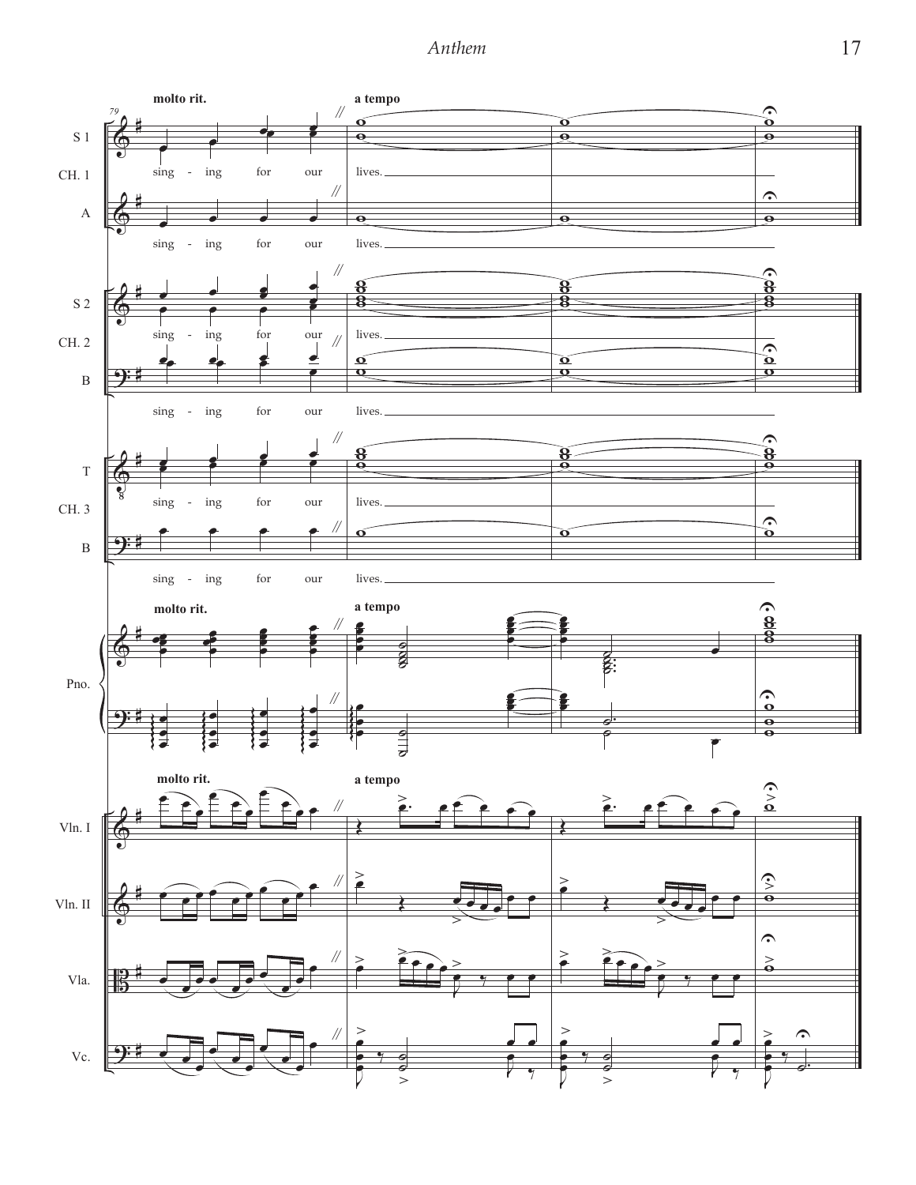molto rit. — a tempo

S 1 / CH. 1: sing - ing for our lives.

A: sing - ing for our lives.

S 2 / CH. 2: sing - ing for our lives.

B: sing - ing for our lives.

T / CH. 3: sing - ing for our lives.

B: sing - ing for our lives.

Pno.: molto rit. — a tempo

Vln. I, Vln. II, Vla., Vc.: molto rit. — a tempo